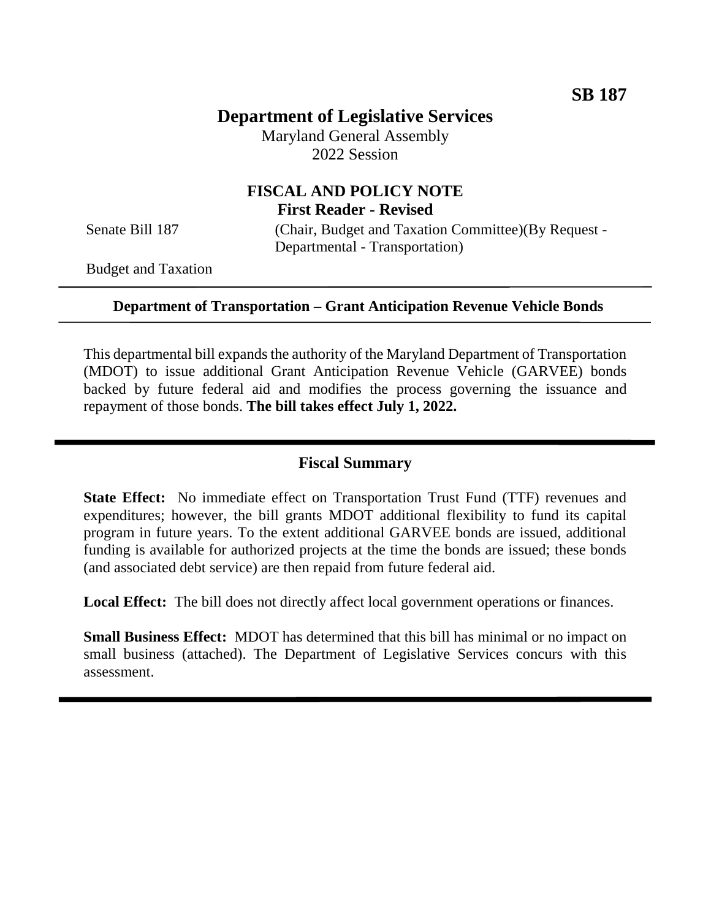**SB 187**

# Department of Legislative Services

Maryland General Assembly
2022 Session

## FISCAL AND POLICY NOTE
**First Reader - Revised**

Senate Bill 187 (Chair, Budget and Taxation Committee)(By Request - Departmental - Transportation)

Budget and Taxation

---

**Department of Transportation – Grant Anticipation Revenue Vehicle Bonds**

---

This departmental bill expands the authority of the Maryland Department of Transportation (MDOT) to issue additional Grant Anticipation Revenue Vehicle (GARVEE) bonds backed by future federal aid and modifies the process governing the issuance and repayment of those bonds. **The bill takes effect July 1, 2022.**

---

## Fiscal Summary

**State Effect:** No immediate effect on Transportation Trust Fund (TTF) revenues and expenditures; however, the bill grants MDOT additional flexibility to fund its capital program in future years. To the extent additional GARVEE bonds are issued, additional funding is available for authorized projects at the time the bonds are issued; these bonds (and associated debt service) are then repaid from future federal aid.

**Local Effect:** The bill does not directly affect local government operations or finances.

**Small Business Effect:** MDOT has determined that this bill has minimal or no impact on small business (attached). The Department of Legislative Services concurs with this assessment.

---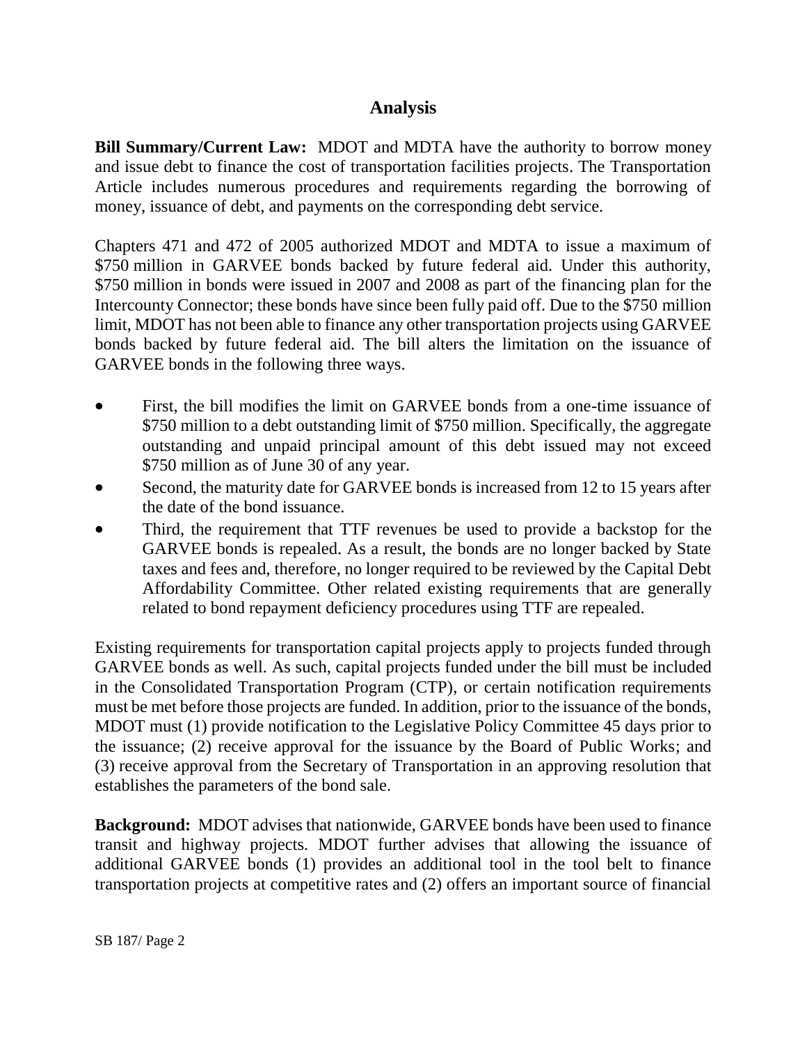## Analysis

**Bill Summary/Current Law:** MDOT and MDTA have the authority to borrow money and issue debt to finance the cost of transportation facilities projects. The Transportation Article includes numerous procedures and requirements regarding the borrowing of money, issuance of debt, and payments on the corresponding debt service.

Chapters 471 and 472 of 2005 authorized MDOT and MDTA to issue a maximum of $750 million in GARVEE bonds backed by future federal aid. Under this authority, $750 million in bonds were issued in 2007 and 2008 as part of the financing plan for the Intercounty Connector; these bonds have since been fully paid off. Due to the $750 million limit, MDOT has not been able to finance any other transportation projects using GARVEE bonds backed by future federal aid. The bill alters the limitation on the issuance of GARVEE bonds in the following three ways.

- First, the bill modifies the limit on GARVEE bonds from a one-time issuance of $750 million to a debt outstanding limit of $750 million. Specifically, the aggregate outstanding and unpaid principal amount of this debt issued may not exceed $750 million as of June 30 of any year.
- Second, the maturity date for GARVEE bonds is increased from 12 to 15 years after the date of the bond issuance.
- Third, the requirement that TTF revenues be used to provide a backstop for the GARVEE bonds is repealed. As a result, the bonds are no longer backed by State taxes and fees and, therefore, no longer required to be reviewed by the Capital Debt Affordability Committee. Other related existing requirements that are generally related to bond repayment deficiency procedures using TTF are repealed.

Existing requirements for transportation capital projects apply to projects funded through GARVEE bonds as well. As such, capital projects funded under the bill must be included in the Consolidated Transportation Program (CTP), or certain notification requirements must be met before those projects are funded. In addition, prior to the issuance of the bonds, MDOT must (1) provide notification to the Legislative Policy Committee 45 days prior to the issuance; (2) receive approval for the issuance by the Board of Public Works; and (3) receive approval from the Secretary of Transportation in an approving resolution that establishes the parameters of the bond sale.

**Background:** MDOT advises that nationwide, GARVEE bonds have been used to finance transit and highway projects. MDOT further advises that allowing the issuance of additional GARVEE bonds (1) provides an additional tool in the tool belt to finance transportation projects at competitive rates and (2) offers an important source of financial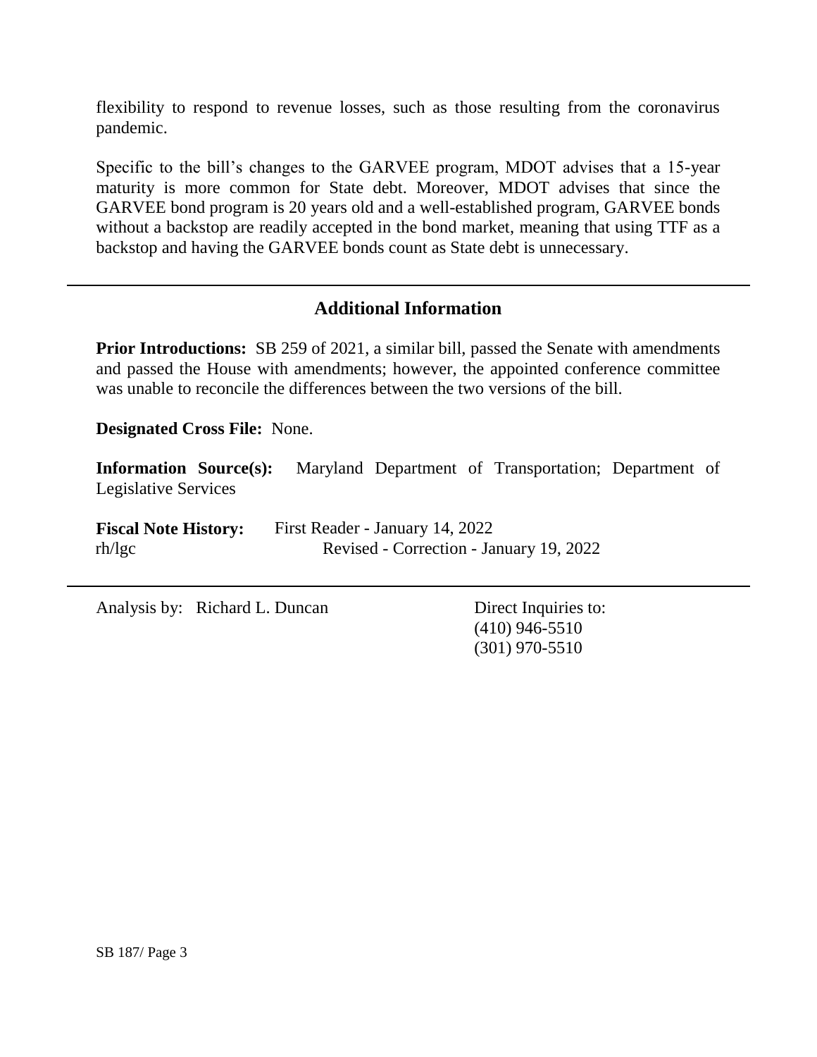flexibility to respond to revenue losses, such as those resulting from the coronavirus pandemic.

Specific to the bill's changes to the GARVEE program, MDOT advises that a 15-year maturity is more common for State debt. Moreover, MDOT advises that since the GARVEE bond program is 20 years old and a well-established program, GARVEE bonds without a backstop are readily accepted in the bond market, meaning that using TTF as a backstop and having the GARVEE bonds count as State debt is unnecessary.

---

## Additional Information

**Prior Introductions:** SB 259 of 2021, a similar bill, passed the Senate with amendments and passed the House with amendments; however, the appointed conference committee was unable to reconcile the differences between the two versions of the bill.

**Designated Cross File:** None.

**Information Source(s):** Maryland Department of Transportation; Department of Legislative Services

**Fiscal Note History:** First Reader - January 14, 2022
rh/lgc Revised - Correction - January 19, 2022

---

Analysis by: Richard L. Duncan

Direct Inquiries to:
(410) 946-5510
(301) 970-5510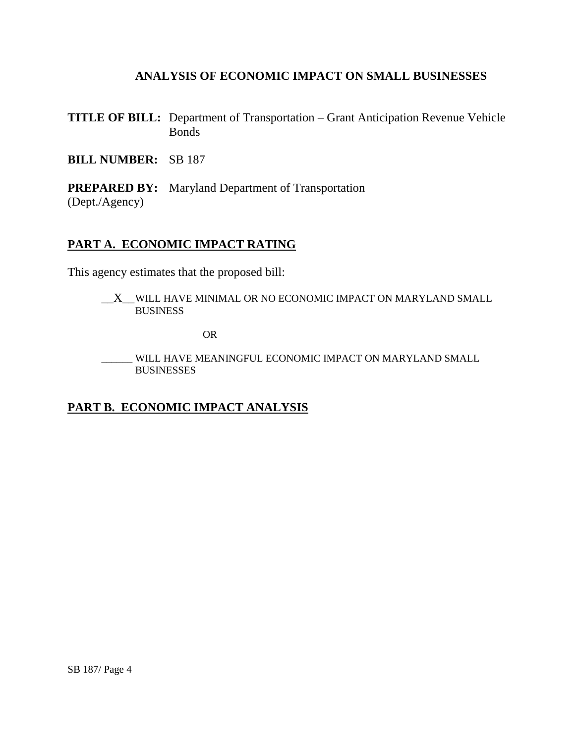## ANALYSIS OF ECONOMIC IMPACT ON SMALL BUSINESSES

**TITLE OF BILL:** Department of Transportation – Grant Anticipation Revenue Vehicle Bonds

**BILL NUMBER:** SB 187

**PREPARED BY:** Maryland Department of Transportation
(Dept./Agency)

## PART A. ECONOMIC IMPACT RATING

This agency estimates that the proposed bill:

__X__ WILL HAVE MINIMAL OR NO ECONOMIC IMPACT ON MARYLAND SMALL BUSINESS

OR

______ WILL HAVE MEANINGFUL ECONOMIC IMPACT ON MARYLAND SMALL BUSINESSES

## PART B. ECONOMIC IMPACT ANALYSIS